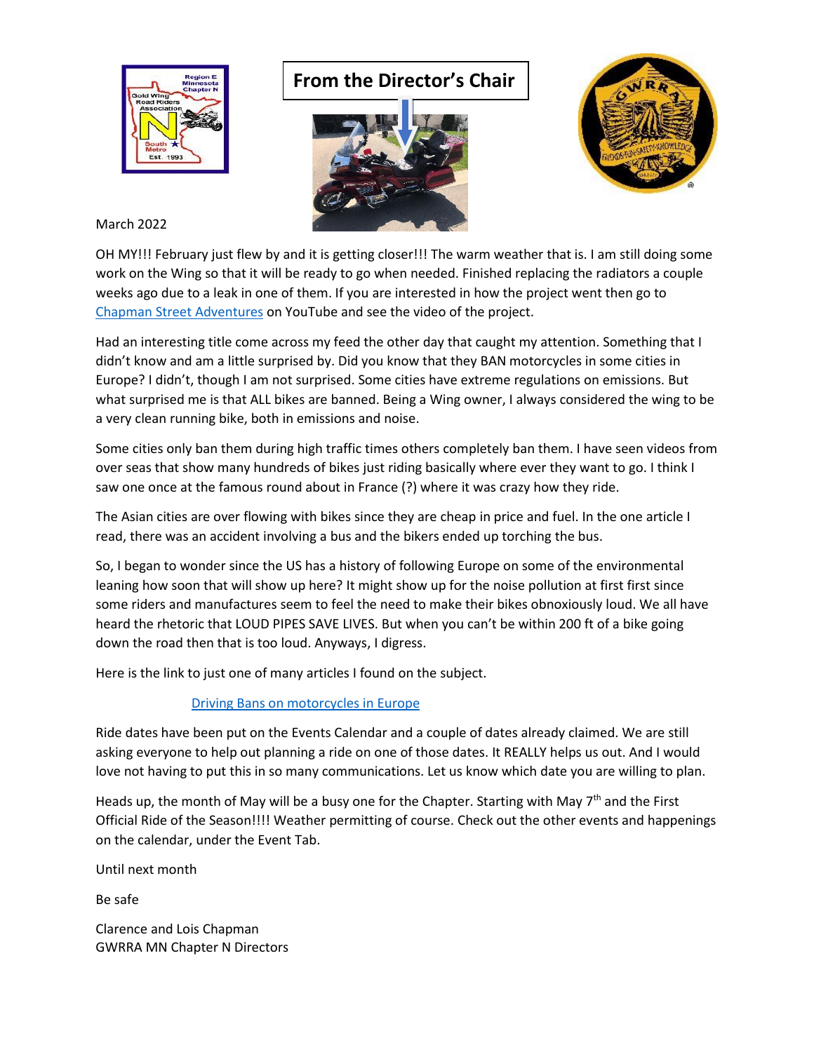# From the Director's Chair

March 2022

OH MY!!! February just flew by and it is getting closer!!! The warm weather that is. I am still doing some work on the Wing so that it will be ready to go when needed. Finished replacing the radiators a couple weeks ago due to a leak in one of them. If you are interested in how the project went then go to [Chapman Street Adventures]() on YouTube and see the video of the project.

Had an interesting title come across my feed the other day that caught my attention. Something that I didn't know and am a little surprised by. Did you know that they BAN motorcycles in some cities in Europe? I didn't, though I am not surprised. Some cities have extreme regulations on emissions. But what surprised me is that ALL bikes are banned. Being a Wing owner, I always considered the wing to be a very clean running bike, both in emissions and noise.

Some cities only ban them during high traffic times others completely ban them. I have seen videos from over seas that show many hundreds of bikes just riding basically where ever they want to go. I think I saw one once at the famous round about in France (?) where it was crazy how they ride.

The Asian cities are over flowing with bikes since they are cheap in price and fuel. In the one article I read, there was an accident involving a bus and the bikers ended up torching the bus.

So, I began to wonder since the US has a history of following Europe on some of the environmental leaning how soon that will show up here? It might show up for the noise pollution at first first since some riders and manufactures seem to feel the need to make their bikes obnoxiously loud. We all have heard the rhetoric that LOUD PIPES SAVE LIVES. But when you can't be within 200 ft of a bike going down the road then that is too loud. Anyways, I digress.

Here is the link to just one of many articles I found on the subject.

[Driving Bans on motorcycles in Europe]()

Ride dates have been put on the Events Calendar and a couple of dates already claimed. We are still asking everyone to help out planning a ride on one of those dates. It REALLY helps us out. And I would love not having to put this in so many communications. Let us know which date you are willing to plan.

Heads up, the month of May will be a busy one for the Chapter. Starting with May 7th and the First Official Ride of the Season!!!! Weather permitting of course. Check out the other events and happenings on the calendar, under the Event Tab.

Until next month

Be safe

Clarence and Lois Chapman  
GWRRA MN Chapter N Directors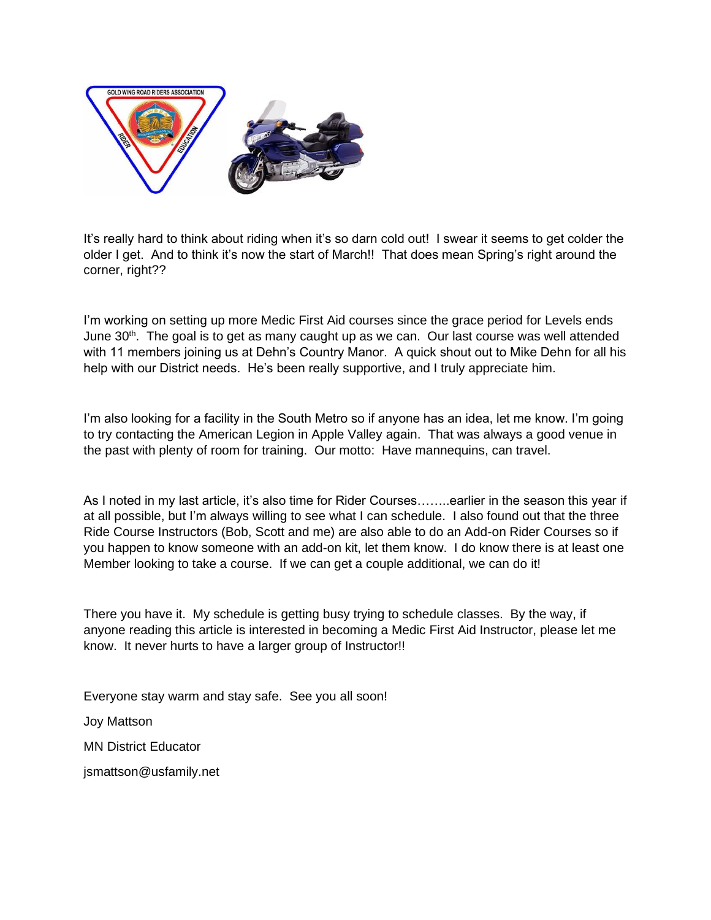It's really hard to think about riding when it's so darn cold out! I swear it seems to get colder the older I get. And to think it's now the start of March!! That does mean Spring's right around the corner, right??

I'm working on setting up more Medic First Aid courses since the grace period for Levels ends June 30th. The goal is to get as many caught up as we can. Our last course was well attended with 11 members joining us at Dehn's Country Manor. A quick shout out to Mike Dehn for all his help with our District needs. He's been really supportive, and I truly appreciate him.

I'm also looking for a facility in the South Metro so if anyone has an idea, let me know. I'm going to try contacting the American Legion in Apple Valley again. That was always a good venue in the past with plenty of room for training. Our motto: Have mannequins, can travel.

As I noted in my last article, it's also time for Rider Courses……..earlier in the season this year if at all possible, but I'm always willing to see what I can schedule. I also found out that the three Ride Course Instructors (Bob, Scott and me) are also able to do an Add-on Rider Courses so if you happen to know someone with an add-on kit, let them know. I do know there is at least one Member looking to take a course. If we can get a couple additional, we can do it!

There you have it. My schedule is getting busy trying to schedule classes. By the way, if anyone reading this article is interested in becoming a Medic First Aid Instructor, please let me know. It never hurts to have a larger group of Instructor!!

Everyone stay warm and stay safe. See you all soon!

Joy Mattson

MN District Educator

jsmattson@usfamily.net